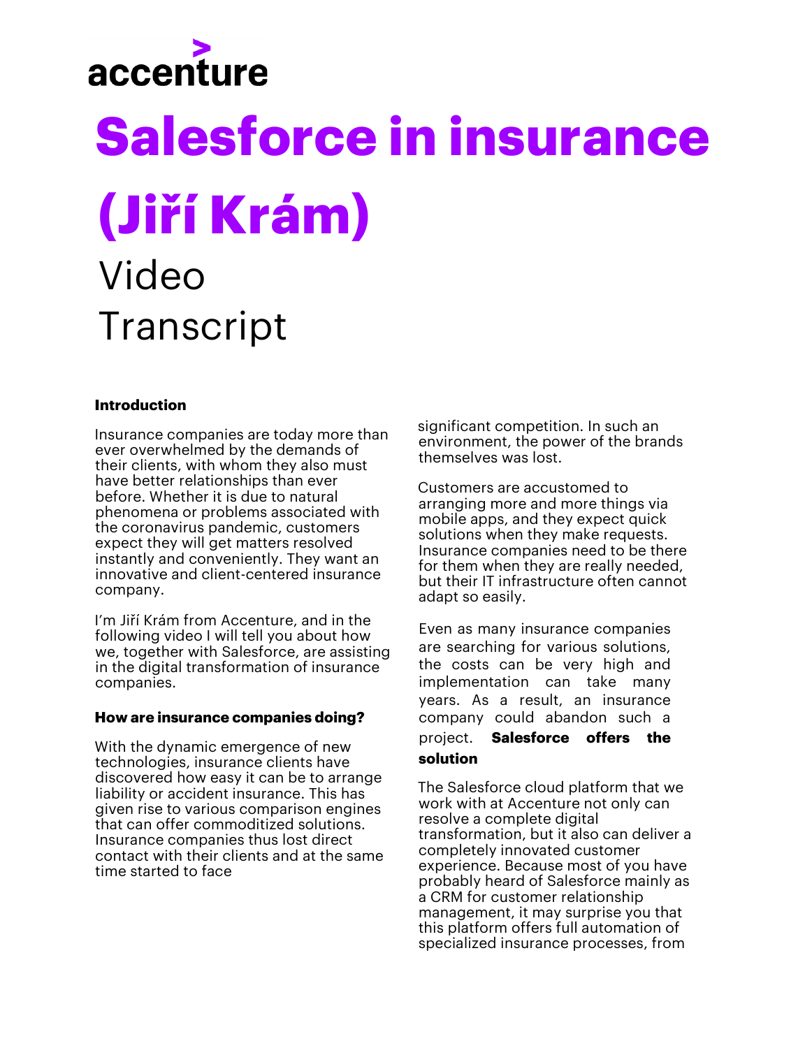accenture

# Salesforce in insurance (Jiří Krám)

Video Transcript

### Introduction

Insurance companies are today more than ever overwhelmed by the demands of their clients, with whom they also must have better relationships than ever before. Whether it is due to natural phenomena or problems associated with the coronavirus pandemic, customers expect they will get matters resolved instantly and conveniently. They want an innovative and client-centered insurance company.

I'm Jiří Krám from Accenture, and in the following video I will tell you about how we, together with Salesforce, are assisting in the digital transformation of insurance companies.

### How are insurance companies doing?

With the dynamic emergence of new technologies, insurance clients have discovered how easy it can be to arrange liability or accident insurance. This has given rise to various comparison engines that can offer commoditized solutions. Insurance companies thus lost direct contact with their clients and at the same time started to face significant competition. In such an environment, the power of the brands themselves was lost.

Customers are accustomed to arranging more and more things via mobile apps, and they expect quick solutions when they make requests. Insurance companies need to be there for them when they are really needed, but their IT infrastructure often cannot adapt so easily.

Even as many insurance companies are searching for various solutions, the costs can be very high and implementation can take many years. As a result, an insurance company could abandon such a project.

### Salesforce offers the solution

The Salesforce cloud platform that we work with at Accenture not only can resolve a complete digital transformation, but it also can deliver a completely innovated customer experience. Because most of you have probably heard of Salesforce mainly as a CRM for customer relationship management, it may surprise you that this platform offers full automation of specialized insurance processes, from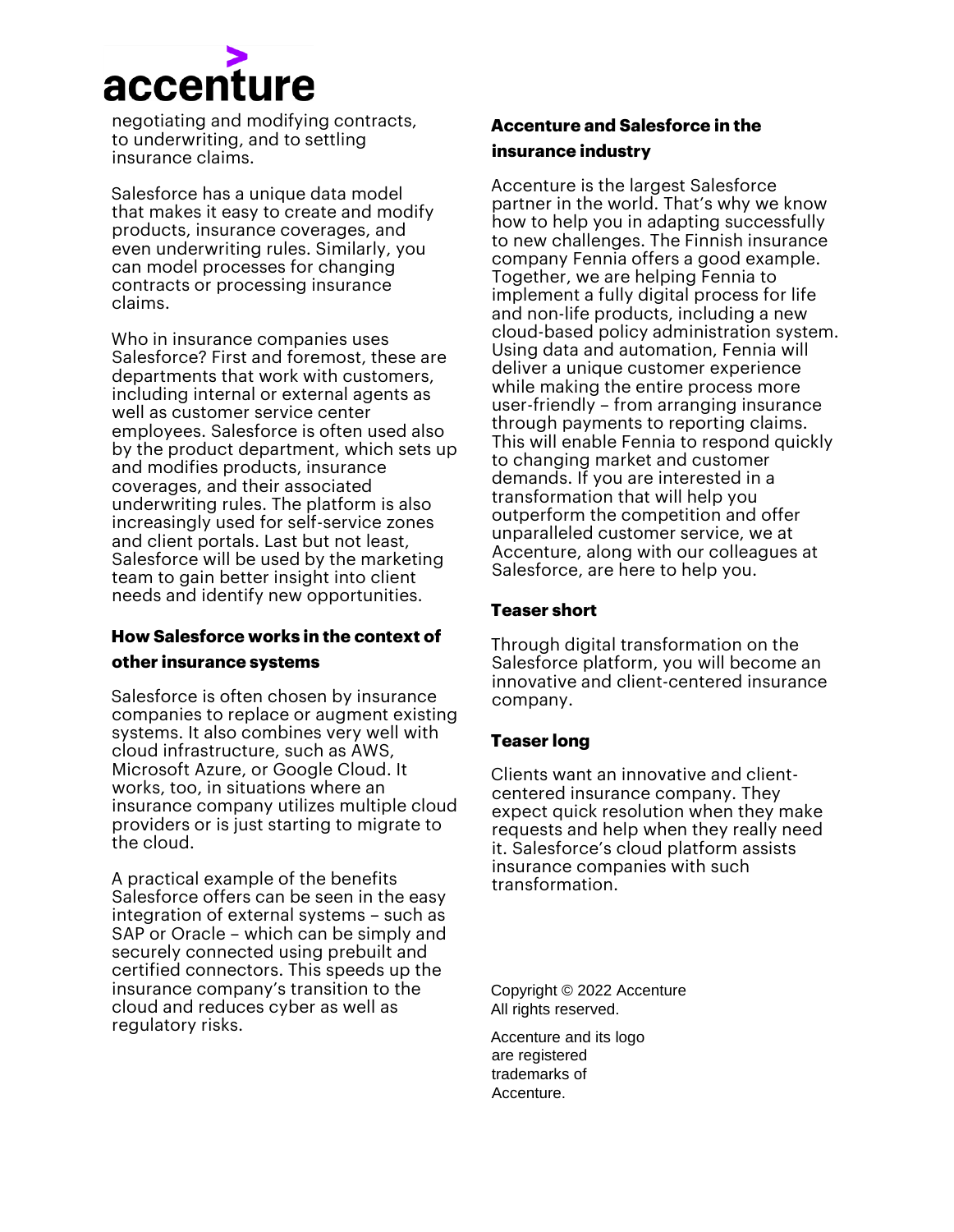negotiating and modifying contracts, to underwriting, and to settling insurance claims.

Salesforce has a unique data model that makes it easy to create and modify products, insurance coverages, and even underwriting rules. Similarly, you can model processes for changing contracts or processing insurance claims.

Who in insurance companies uses Salesforce? First and foremost, these are departments that work with customers, including internal or external agents as well as customer service center employees. Salesforce is often used also by the product department, which sets up and modifies products, insurance coverages, and their associated underwriting rules. The platform is also increasingly used for self-service zones and client portals. Last but not least, Salesforce will be used by the marketing team to gain better insight into client needs and identify new opportunities.

### How Salesforce works in the context of other insurance systems

Salesforce is often chosen by insurance companies to replace or augment existing systems. It also combines very well with cloud infrastructure, such as AWS, Microsoft Azure, or Google Cloud. It works, too, in situations where an insurance company utilizes multiple cloud providers or is just starting to migrate to the cloud.

A practical example of the benefits Salesforce offers can be seen in the easy integration of external systems – such as SAP or Oracle – which can be simply and securely connected using prebuilt and certified connectors. This speeds up the insurance company's transition to the cloud and reduces cyber as well as regulatory risks.

### Accenture and Salesforce in the insurance industry

Accenture is the largest Salesforce partner in the world. That's why we know how to help you in adapting successfully to new challenges. The Finnish insurance company Fennia offers a good example. Together, we are helping Fennia to implement a fully digital process for life and non-life products, including a new cloud-based policy administration system. Using data and automation, Fennia will deliver a unique customer experience while making the entire process more user-friendly – from arranging insurance through payments to reporting claims. This will enable Fennia to respond quickly to changing market and customer demands. If you are interested in a transformation that will help you outperform the competition and offer unparalleled customer service, we at Accenture, along with our colleagues at Salesforce, are here to help you.

### Teaser short

Through digital transformation on the Salesforce platform, you will become an innovative and client-centered insurance company.

### Teaser long

Clients want an innovative and client-centered insurance company. They expect quick resolution when they make requests and help when they really need it. Salesforce's cloud platform assists insurance companies with such transformation.

Copyright © 2022 Accenture
All rights reserved.

Accenture and its logo are registered trademarks of Accenture.